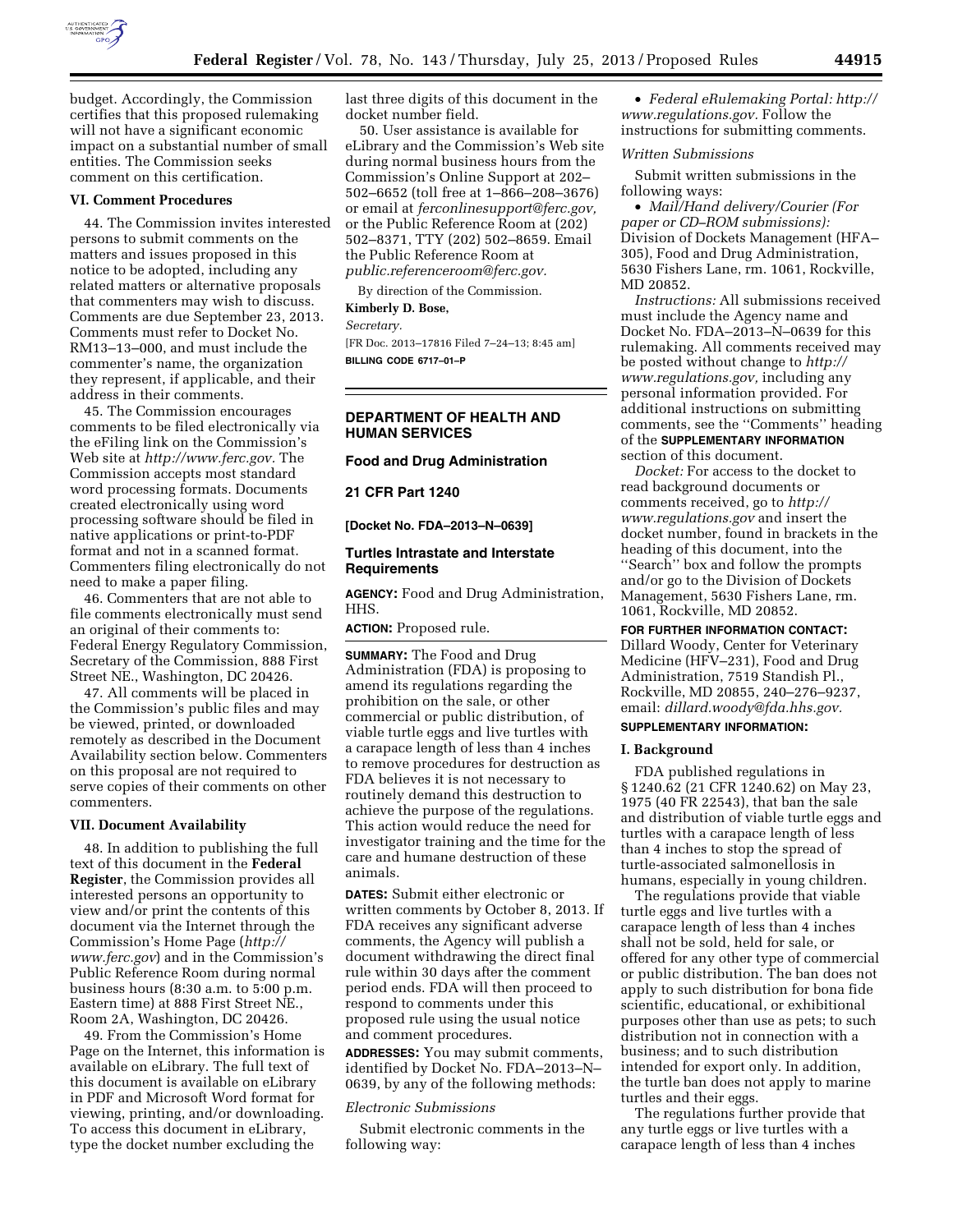budget. Accordingly, the Commission certifies that this proposed rulemaking will not have a significant economic impact on a substantial number of small entities. The Commission seeks comment on this certification.

### VI. Comment Procedures

44. The Commission invites interested persons to submit comments on the matters and issues proposed in this notice to be adopted, including any related matters or alternative proposals that commenters may wish to discuss. Comments are due September 23, 2013. Comments must refer to Docket No. RM13–13–000, and must include the commenter's name, the organization they represent, if applicable, and their address in their comments.

45. The Commission encourages comments to be filed electronically via the eFiling link on the Commission's Web site at *http://www.ferc.gov*. The Commission accepts most standard word processing formats. Documents created electronically using word processing software should be filed in native applications or print-to-PDF format and not in a scanned format. Commenters filing electronically do not need to make a paper filing.

46. Commenters that are not able to file comments electronically must send an original of their comments to: Federal Energy Regulatory Commission, Secretary of the Commission, 888 First Street NE., Washington, DC 20426.

47. All comments will be placed in the Commission's public files and may be viewed, printed, or downloaded remotely as described in the Document Availability section below. Commenters on this proposal are not required to serve copies of their comments on other commenters.

### VII. Document Availability

48. In addition to publishing the full text of this document in the **Federal Register**, the Commission provides all interested persons an opportunity to view and/or print the contents of this document via the Internet through the Commission's Home Page (*http://www.ferc.gov*) and in the Commission's Public Reference Room during normal business hours (8:30 a.m. to 5:00 p.m. Eastern time) at 888 First Street NE., Room 2A, Washington, DC 20426.

49. From the Commission's Home Page on the Internet, this information is available on eLibrary. The full text of this document is available on eLibrary in PDF and Microsoft Word format for viewing, printing, and/or downloading. To access this document in eLibrary, type the docket number excluding the last three digits of this document in the docket number field.

50. User assistance is available for eLibrary and the Commission's Web site during normal business hours from the Commission's Online Support at 202–502–6652 (toll free at 1–866–208–3676) or email at *ferconlinesupport@ferc.gov,* or the Public Reference Room at (202) 502–8371, TTY (202) 502–8659. Email the Public Reference Room at *public.referenceroom@ferc.gov.*

By direction of the Commission.

**Kimberly D. Bose,**

*Secretary.*

[FR Doc. 2013–17816 Filed 7–24–13; 8:45 am]

**BILLING CODE 6717–01–P**

---

## DEPARTMENT OF HEALTH AND HUMAN SERVICES

### Food and Drug Administration

### 21 CFR Part 1240

**[Docket No. FDA–2013–N–0639]**

### Turtles Intrastate and Interstate Requirements

**AGENCY:** Food and Drug Administration, HHS.

**ACTION:** Proposed rule.

**SUMMARY:** The Food and Drug Administration (FDA) is proposing to amend its regulations regarding the prohibition on the sale, or other commercial or public distribution, of viable turtle eggs and live turtles with a carapace length of less than 4 inches to remove procedures for destruction as FDA believes it is not necessary to routinely demand this destruction to achieve the purpose of the regulations. This action would reduce the need for investigator training and the time for the care and humane destruction of these animals.

**DATES:** Submit either electronic or written comments by October 8, 2013. If FDA receives any significant adverse comments, the Agency will publish a document withdrawing the direct final rule within 30 days after the comment period ends. FDA will then proceed to respond to comments under this proposed rule using the usual notice and comment procedures.

**ADDRESSES:** You may submit comments, identified by Docket No. FDA–2013–N–0639, by any of the following methods:

*Electronic Submissions*

Submit electronic comments in the following way:

- *Federal eRulemaking Portal: http://www.regulations.gov.* Follow the instructions for submitting comments.

*Written Submissions*

Submit written submissions in the following ways:

- *Mail/Hand delivery/Courier (For paper or CD–ROM submissions):* Division of Dockets Management (HFA–305), Food and Drug Administration, 5630 Fishers Lane, rm. 1061, Rockville, MD 20852.

*Instructions:* All submissions received must include the Agency name and Docket No. FDA–2013–N–0639 for this rulemaking. All comments received may be posted without change to *http://www.regulations.gov,* including any personal information provided. For additional instructions on submitting comments, see the ''Comments'' heading of the **SUPPLEMENTARY INFORMATION** section of this document.

*Docket:* For access to the docket to read background documents or comments received, go to *http://www.regulations.gov* and insert the docket number, found in brackets in the heading of this document, into the ''Search'' box and follow the prompts and/or go to the Division of Dockets Management, 5630 Fishers Lane, rm. 1061, Rockville, MD 20852.

**FOR FURTHER INFORMATION CONTACT:** Dillard Woody, Center for Veterinary Medicine (HFV–231), Food and Drug Administration, 7519 Standish Pl., Rockville, MD 20855, 240–276–9237, email: *dillard.woody@fda.hhs.gov.*

**SUPPLEMENTARY INFORMATION:**

### I. Background

FDA published regulations in § 1240.62 (21 CFR 1240.62) on May 23, 1975 (40 FR 22543), that ban the sale and distribution of viable turtle eggs and turtles with a carapace length of less than 4 inches to stop the spread of turtle-associated salmonellosis in humans, especially in young children.

The regulations provide that viable turtle eggs and live turtles with a carapace length of less than 4 inches shall not be sold, held for sale, or offered for any other type of commercial or public distribution. The ban does not apply to such distribution for bona fide scientific, educational, or exhibitional purposes other than use as pets; to such distribution not in connection with a business; and to such distribution intended for export only. In addition, the turtle ban does not apply to marine turtles and their eggs.

The regulations further provide that any turtle eggs or live turtles with a carapace length of less than 4 inches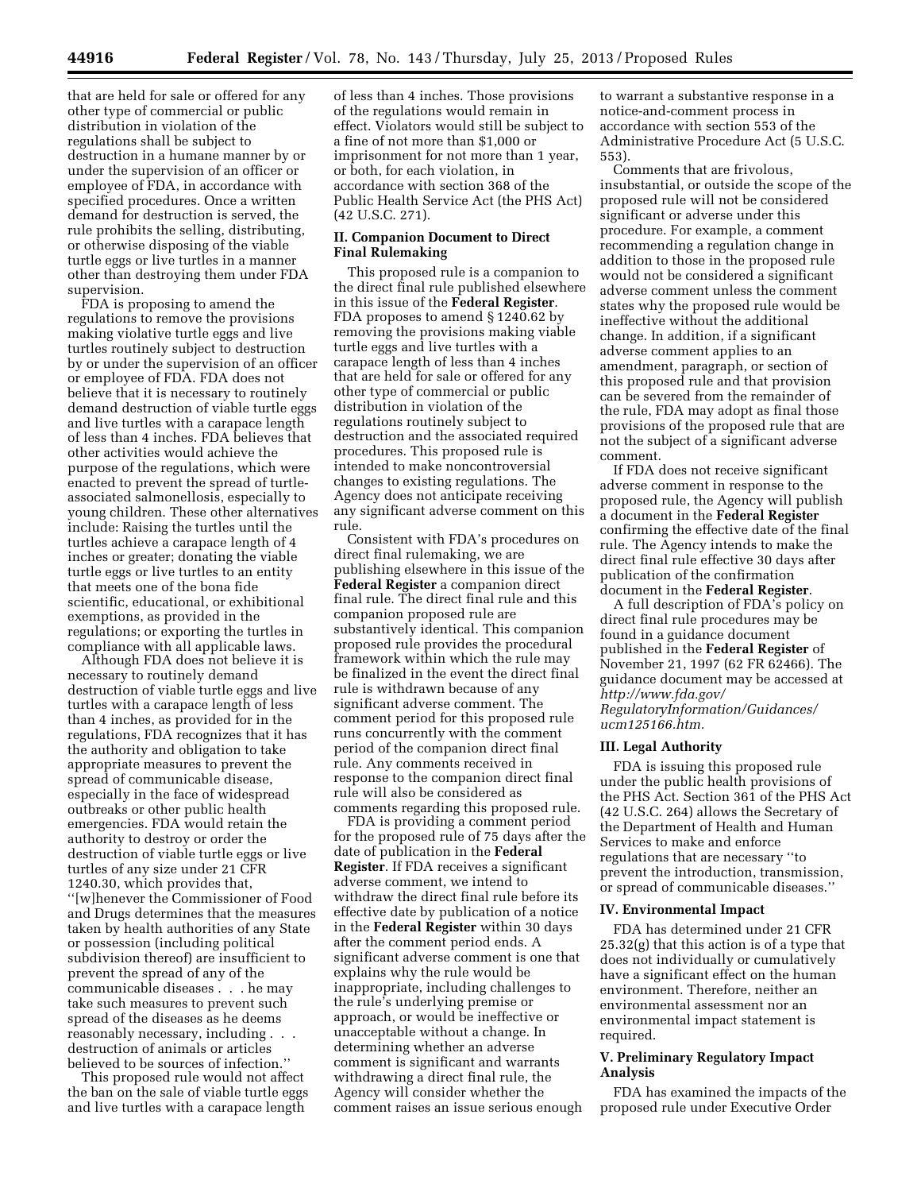that are held for sale or offered for any other type of commercial or public distribution in violation of the regulations shall be subject to destruction in a humane manner by or under the supervision of an officer or employee of FDA, in accordance with specified procedures. Once a written demand for destruction is served, the rule prohibits the selling, distributing, or otherwise disposing of the viable turtle eggs or live turtles in a manner other than destroying them under FDA supervision.

FDA is proposing to amend the regulations to remove the provisions making violative turtle eggs and live turtles routinely subject to destruction by or under the supervision of an officer or employee of FDA. FDA does not believe that it is necessary to routinely demand destruction of viable turtle eggs and live turtles with a carapace length of less than 4 inches. FDA believes that other activities would achieve the purpose of the regulations, which were enacted to prevent the spread of turtle-associated salmonellosis, especially to young children. These other alternatives include: Raising the turtles until the turtles achieve a carapace length of 4 inches or greater; donating the viable turtle eggs or live turtles to an entity that meets one of the bona fide scientific, educational, or exhibitional exemptions, as provided in the regulations; or exporting the turtles in compliance with all applicable laws.

Although FDA does not believe it is necessary to routinely demand destruction of viable turtle eggs and live turtles with a carapace length of less than 4 inches, as provided for in the regulations, FDA recognizes that it has the authority and obligation to take appropriate measures to prevent the spread of communicable disease, especially in the face of widespread outbreaks or other public health emergencies. FDA would retain the authority to destroy or order the destruction of viable turtle eggs or live turtles of any size under 21 CFR 1240.30, which provides that, ''[w]henever the Commissioner of Food and Drugs determines that the measures taken by health authorities of any State or possession (including political subdivision thereof) are insufficient to prevent the spread of any of the communicable diseases . . . he may take such measures to prevent such spread of the diseases as he deems reasonably necessary, including . . . destruction of animals or articles believed to be sources of infection.''

This proposed rule would not affect the ban on the sale of viable turtle eggs and live turtles with a carapace length of less than 4 inches. Those provisions of the regulations would remain in effect. Violators would still be subject to a fine of not more than $1,000 or imprisonment for not more than 1 year, or both, for each violation, in accordance with section 368 of the Public Health Service Act (the PHS Act) (42 U.S.C. 271).

## II. Companion Document to Direct Final Rulemaking

This proposed rule is a companion to the direct final rule published elsewhere in this issue of the **Federal Register**. FDA proposes to amend § 1240.62 by removing the provisions making viable turtle eggs and live turtles with a carapace length of less than 4 inches that are held for sale or offered for any other type of commercial or public distribution in violation of the regulations routinely subject to destruction and the associated required procedures. This proposed rule is intended to make noncontroversial changes to existing regulations. The Agency does not anticipate receiving any significant adverse comment on this rule.

Consistent with FDA's procedures on direct final rulemaking, we are publishing elsewhere in this issue of the **Federal Register** a companion direct final rule. The direct final rule and this companion proposed rule are substantively identical. This companion proposed rule provides the procedural framework within which the rule may be finalized in the event the direct final rule is withdrawn because of any significant adverse comment. The comment period for this proposed rule runs concurrently with the comment period of the companion direct final rule. Any comments received in response to the companion direct final rule will also be considered as comments regarding this proposed rule.

FDA is providing a comment period for the proposed rule of 75 days after the date of publication in the **Federal Register**. If FDA receives a significant adverse comment, we intend to withdraw the direct final rule before its effective date by publication of a notice in the **Federal Register** within 30 days after the comment period ends. A significant adverse comment is one that explains why the rule would be inappropriate, including challenges to the rule's underlying premise or approach, or would be ineffective or unacceptable without a change. In determining whether an adverse comment is significant and warrants withdrawing a direct final rule, the Agency will consider whether the comment raises an issue serious enough to warrant a substantive response in a notice-and-comment process in accordance with section 553 of the Administrative Procedure Act (5 U.S.C. 553).

Comments that are frivolous, insubstantial, or outside the scope of the proposed rule will not be considered significant or adverse under this procedure. For example, a comment recommending a regulation change in addition to those in the proposed rule would not be considered a significant adverse comment unless the comment states why the proposed rule would be ineffective without the additional change. In addition, if a significant adverse comment applies to an amendment, paragraph, or section of this proposed rule and that provision can be severed from the remainder of the rule, FDA may adopt as final those provisions of the proposed rule that are not the subject of a significant adverse comment.

If FDA does not receive significant adverse comment in response to the proposed rule, the Agency will publish a document in the **Federal Register** confirming the effective date of the final rule. The Agency intends to make the direct final rule effective 30 days after publication of the confirmation document in the **Federal Register**.

A full description of FDA's policy on direct final rule procedures may be found in a guidance document published in the **Federal Register** of November 21, 1997 (62 FR 62466). The guidance document may be accessed at *http://www.fda.gov/RegulatoryInformation/Guidances/ucm125166.htm.*

## III. Legal Authority

FDA is issuing this proposed rule under the public health provisions of the PHS Act. Section 361 of the PHS Act (42 U.S.C. 264) allows the Secretary of the Department of Health and Human Services to make and enforce regulations that are necessary ''to prevent the introduction, transmission, or spread of communicable diseases.''

## IV. Environmental Impact

FDA has determined under 21 CFR 25.32(g) that this action is of a type that does not individually or cumulatively have a significant effect on the human environment. Therefore, neither an environmental assessment nor an environmental impact statement is required.

## V. Preliminary Regulatory Impact Analysis

FDA has examined the impacts of the proposed rule under Executive Order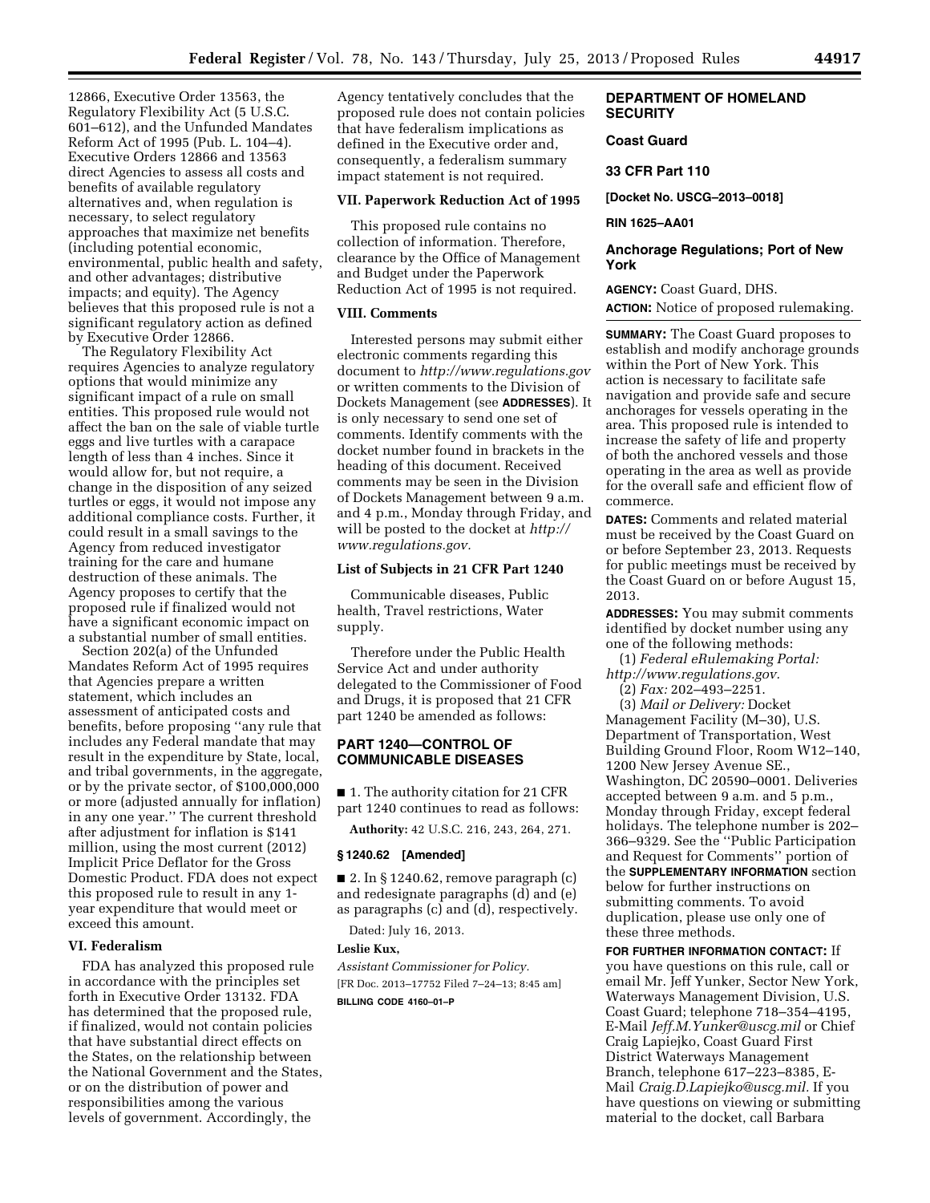12866, Executive Order 13563, the Regulatory Flexibility Act (5 U.S.C. 601–612), and the Unfunded Mandates Reform Act of 1995 (Pub. L. 104–4). Executive Orders 12866 and 13563 direct Agencies to assess all costs and benefits of available regulatory alternatives and, when regulation is necessary, to select regulatory approaches that maximize net benefits (including potential economic, environmental, public health and safety, and other advantages; distributive impacts; and equity). The Agency believes that this proposed rule is not a significant regulatory action as defined by Executive Order 12866.

The Regulatory Flexibility Act requires Agencies to analyze regulatory options that would minimize any significant impact of a rule on small entities. This proposed rule would not affect the ban on the sale of viable turtle eggs and live turtles with a carapace length of less than 4 inches. Since it would allow for, but not require, a change in the disposition of any seized turtles or eggs, it would not impose any additional compliance costs. Further, it could result in a small savings to the Agency from reduced investigator training for the care and humane destruction of these animals. The Agency proposes to certify that the proposed rule if finalized would not have a significant economic impact on a substantial number of small entities.

Section 202(a) of the Unfunded Mandates Reform Act of 1995 requires that Agencies prepare a written statement, which includes an assessment of anticipated costs and benefits, before proposing "any rule that includes any Federal mandate that may result in the expenditure by State, local, and tribal governments, in the aggregate, or by the private sector, of $100,000,000 or more (adjusted annually for inflation) in any one year." The current threshold after adjustment for inflation is $141 million, using the most current (2012) Implicit Price Deflator for the Gross Domestic Product. FDA does not expect this proposed rule to result in any 1-year expenditure that would meet or exceed this amount.

## VI. Federalism

FDA has analyzed this proposed rule in accordance with the principles set forth in Executive Order 13132. FDA has determined that the proposed rule, if finalized, would not contain policies that have substantial direct effects on the States, on the relationship between the National Government and the States, or on the distribution of power and responsibilities among the various levels of government. Accordingly, the Agency tentatively concludes that the proposed rule does not contain policies that have federalism implications as defined in the Executive order and, consequently, a federalism summary impact statement is not required.

## VII. Paperwork Reduction Act of 1995

This proposed rule contains no collection of information. Therefore, clearance by the Office of Management and Budget under the Paperwork Reduction Act of 1995 is not required.

## VIII. Comments

Interested persons may submit either electronic comments regarding this document to *http://www.regulations.gov* or written comments to the Division of Dockets Management (see **ADDRESSES**). It is only necessary to send one set of comments. Identify comments with the docket number found in brackets in the heading of this document. Received comments may be seen in the Division of Dockets Management between 9 a.m. and 4 p.m., Monday through Friday, and will be posted to the docket at *http://www.regulations.gov.*

### List of Subjects in 21 CFR Part 1240

Communicable diseases, Public health, Travel restrictions, Water supply.

Therefore under the Public Health Service Act and under authority delegated to the Commissioner of Food and Drugs, it is proposed that 21 CFR part 1240 be amended as follows:

## PART 1240—CONTROL OF COMMUNICABLE DISEASES

■ 1. The authority citation for 21 CFR part 1240 continues to read as follows:

**Authority:** 42 U.S.C. 216, 243, 264, 271.

### § 1240.62 [Amended]

■ 2. In § 1240.62, remove paragraph (c) and redesignate paragraphs (d) and (e) as paragraphs (c) and (d), respectively.

Dated: July 16, 2013.

**Leslie Kux,**

*Assistant Commissioner for Policy.*

[FR Doc. 2013–17752 Filed 7–24–13; 8:45 am]

**BILLING CODE 4160–01–P**

---

## DEPARTMENT OF HOMELAND SECURITY

### Coast Guard

### 33 CFR Part 110

**[Docket No. USCG–2013–0018]**

**RIN 1625–AA01**

## Anchorage Regulations; Port of New York

**AGENCY:** Coast Guard, DHS.

**ACTION:** Notice of proposed rulemaking.

**SUMMARY:** The Coast Guard proposes to establish and modify anchorage grounds within the Port of New York. This action is necessary to facilitate safe navigation and provide safe and secure anchorages for vessels operating in the area. This proposed rule is intended to increase the safety of life and property of both the anchored vessels and those operating in the area as well as provide for the overall safe and efficient flow of commerce.

**DATES:** Comments and related material must be received by the Coast Guard on or before September 23, 2013. Requests for public meetings must be received by the Coast Guard on or before August 15, 2013.

**ADDRESSES:** You may submit comments identified by docket number using any one of the following methods:

(1) *Federal eRulemaking Portal: http://www.regulations.gov.*

(2) *Fax:* 202–493–2251.

(3) *Mail or Delivery:* Docket Management Facility (M–30), U.S. Department of Transportation, West Building Ground Floor, Room W12–140, 1200 New Jersey Avenue SE., Washington, DC 20590–0001. Deliveries accepted between 9 a.m. and 5 p.m., Monday through Friday, except federal holidays. The telephone number is 202–366–9329. See the "Public Participation and Request for Comments" portion of the **SUPPLEMENTARY INFORMATION** section below for further instructions on submitting comments. To avoid duplication, please use only one of these three methods.

**FOR FURTHER INFORMATION CONTACT:** If you have questions on this rule, call or email Mr. Jeff Yunker, Sector New York, Waterways Management Division, U.S. Coast Guard; telephone 718–354–4195, E-Mail *Jeff.M.Yunker@uscg.mil* or Chief Craig Lapiejko, Coast Guard First District Waterways Management Branch, telephone 617–223–8385, E-Mail *Craig.D.Lapiejko@uscg.mil*. If you have questions on viewing or submitting material to the docket, call Barbara